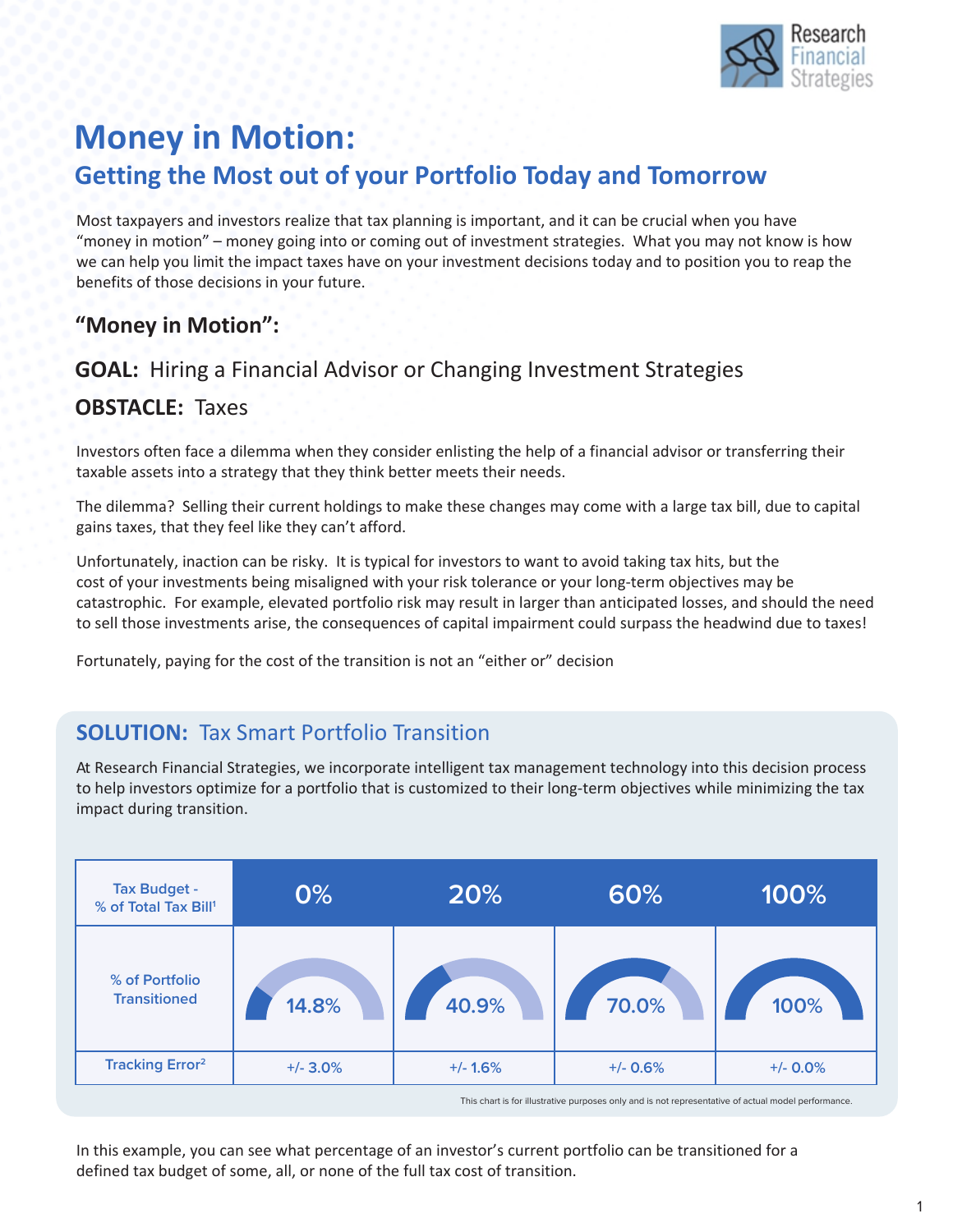# Money in Motion:

## Getting the Most out of your Portfolio Today and Tomorrow

Most taxpayers and investors realize that tax planning is important, and it can be crucial when you have "money in motion" – money going into or coming out of investment strategies. What you may not know is how we can help you limit the impact taxes have on your investment decisions today and to position you to reap the benefits of those decisions in your future.

### "Money in Motion":

### **GOAL:** Hiring a Financial Advisor or Changing Investment Strategies

### **OBSTACLE:** Taxes

Investors often face a dilemma when they consider enlisting the help of a financial advisor or transferring their taxable assets into a strategy that they think better meets their needs.

The dilemma? Selling their current holdings to make these changes may come with a large tax bill, due to capital gains taxes, that they feel like they can't afford.

Unfortunately, inaction can be risky. It is typical for investors to want to avoid taking tax hits, but the cost of your investments being misaligned with your risk tolerance or your long-term objectives may be catastrophic. For example, elevated portfolio risk may result in larger than anticipated losses, and should the need to sell those investments arise, the consequences of capital impairment could surpass the headwind due to taxes!

Fortunately, paying for the cost of the transition is not an "either or" decision

### **SOLUTION:** Tax Smart Portfolio Transition

At Research Financial Strategies, we incorporate intelligent tax management technology into this decision process to help investors optimize for a portfolio that is customized to their long-term objectives while minimizing the tax impact during transition.

| Tax Budget - % of Total Tax Bill[1] | 0% | 20% | 60% | 100% |
|---|---|---|---|---|
| % of Portfolio Transitioned | 14.8% | 40.9% | 70.0% | 100% |
| Tracking Error[2] | +/- 3.0% | +/- 1.6% | +/- 0.6% | +/- 0.0% |

This chart is for illustrative purposes only and is not representative of actual model performance.

In this example, you can see what percentage of an investor's current portfolio can be transitioned for a defined tax budget of some, all, or none of the full tax cost of transition.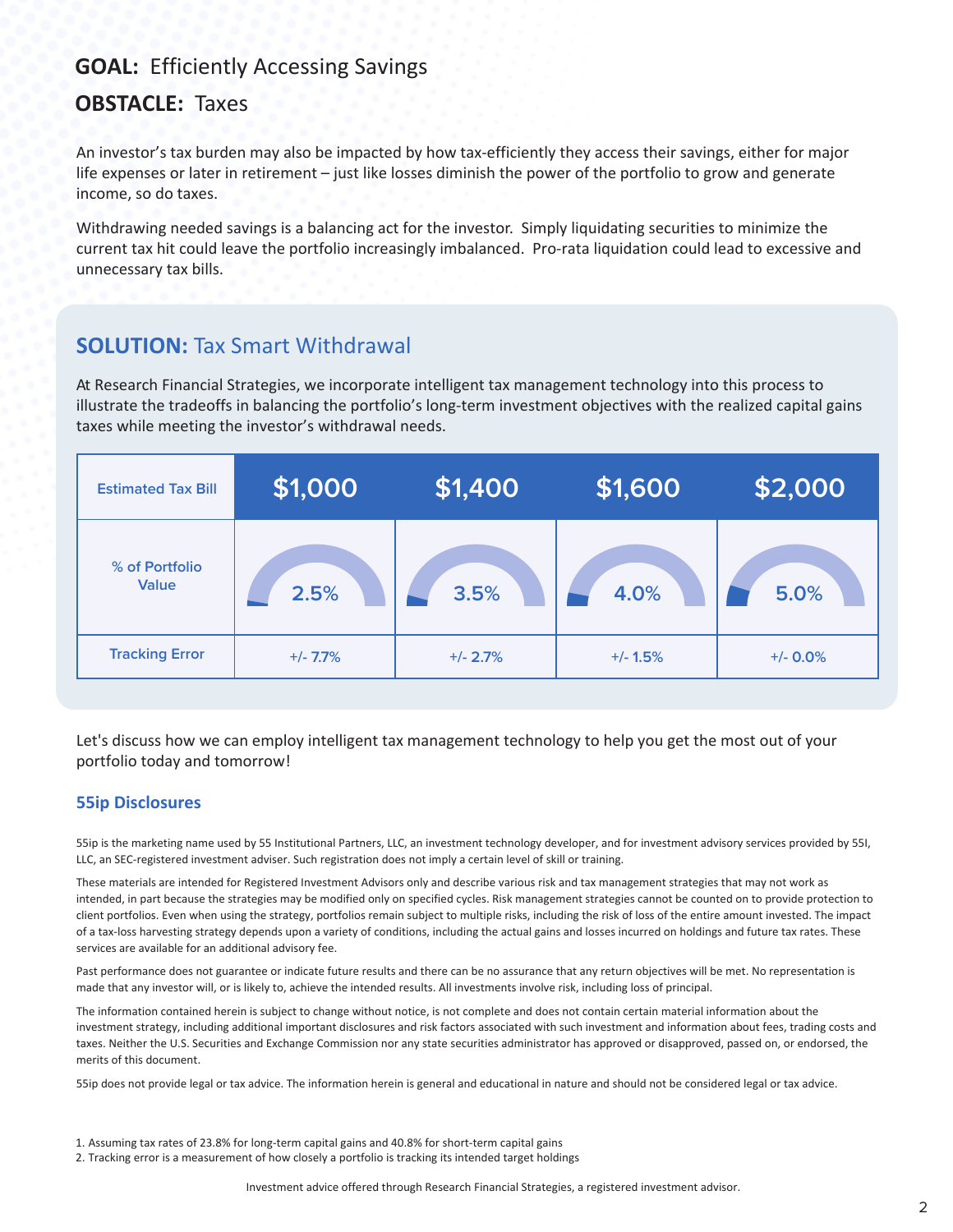## **GOAL:** Efficiently Accessing Savings

## **OBSTACLE:** Taxes

An investor's tax burden may also be impacted by how tax-efficiently they access their savings, either for major life expenses or later in retirement – just like losses diminish the power of the portfolio to grow and generate income, so do taxes.

Withdrawing needed savings is a balancing act for the investor. Simply liquidating securities to minimize the current tax hit could leave the portfolio increasingly imbalanced. Pro-rata liquidation could lead to excessive and unnecessary tax bills.

## **SOLUTION:** Tax Smart Withdrawal

At Research Financial Strategies, we incorporate intelligent tax management technology into this process to illustrate the tradeoffs in balancing the portfolio's long-term investment objectives with the realized capital gains taxes while meeting the investor's withdrawal needs.

| Estimated Tax Bill | $1,000 | $1,400 | $1,600 | $2,000 |
|---|---|---|---|---|
| % of Portfolio Value | 2.5% | 3.5% | 4.0% | 5.0% |
| Tracking Error | +/- 7.7% | +/- 2.7% | +/- 1.5% | +/- 0.0% |

Let's discuss how we can employ intelligent tax management technology to help you get the most out of your portfolio today and tomorrow!

### 55ip Disclosures

55ip is the marketing name used by 55 Institutional Partners, LLC, an investment technology developer, and for investment advisory services provided by 55I, LLC, an SEC-registered investment adviser. Such registration does not imply a certain level of skill or training.

These materials are intended for Registered Investment Advisors only and describe various risk and tax management strategies that may not work as intended, in part because the strategies may be modified only on specified cycles. Risk management strategies cannot be counted on to provide protection to client portfolios. Even when using the strategy, portfolios remain subject to multiple risks, including the risk of loss of the entire amount invested. The impact of a tax-loss harvesting strategy depends upon a variety of conditions, including the actual gains and losses incurred on holdings and future tax rates. These services are available for an additional advisory fee.

Past performance does not guarantee or indicate future results and there can be no assurance that any return objectives will be met. No representation is made that any investor will, or is likely to, achieve the intended results. All investments involve risk, including loss of principal.

The information contained herein is subject to change without notice, is not complete and does not contain certain material information about the investment strategy, including additional important disclosures and risk factors associated with such investment and information about fees, trading costs and taxes. Neither the U.S. Securities and Exchange Commission nor any state securities administrator has approved or disapproved, passed on, or endorsed, the merits of this document.

55ip does not provide legal or tax advice. The information herein is general and educational in nature and should not be considered legal or tax advice.

1. Assuming tax rates of 23.8% for long-term capital gains and 40.8% for short-term capital gains
2. Tracking error is a measurement of how closely a portfolio is tracking its intended target holdings

Investment advice offered through Research Financial Strategies, a registered investment advisor.